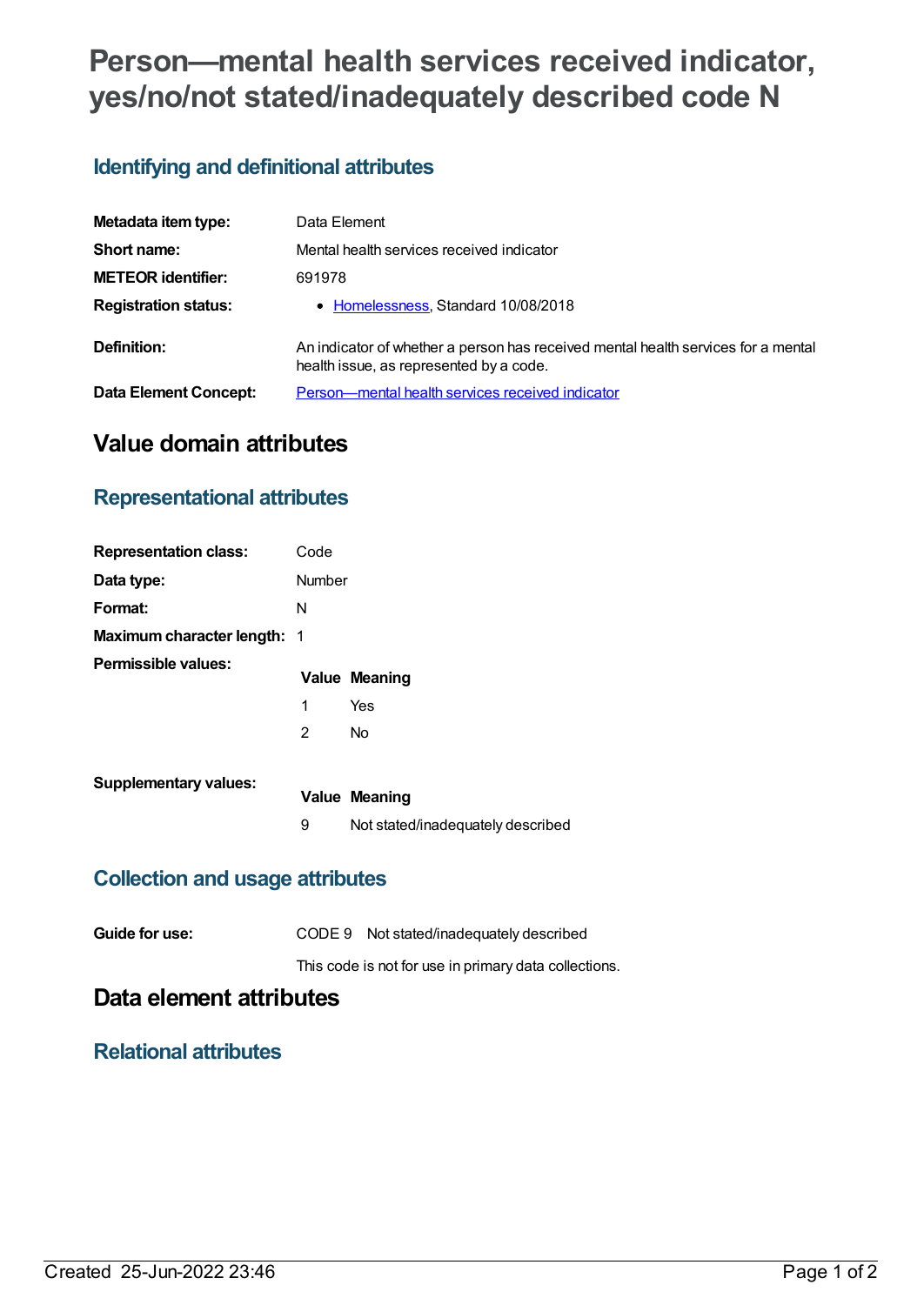# Person—mental health services received indicator, yes/no/not stated/inadequately described code N

## Identifying and definitional attributes

| | |
|---|---|
| **Metadata item type:** | Data Element |
| **Short name:** | Mental health services received indicator |
| **METEOR identifier:** | 691978 |
| **Registration status:** | • Homelessness, Standard 10/08/2018 |
| **Definition:** | An indicator of whether a person has received mental health services for a mental health issue, as represented by a code. |
| **Data Element Concept:** | Person—mental health services received indicator |

# Value domain attributes

## Representational attributes

| | |
|---|---|
| **Representation class:** | Code |
| **Data type:** | Number |
| **Format:** | N |
| **Maximum character length:** | 1 |

**Permissible values:**

| Value | Meaning |
|---|---|
| 1 | Yes |
| 2 | No |

**Supplementary values:**

| Value | Meaning |
|---|---|
| 9 | Not stated/inadequately described |

## Collection and usage attributes

**Guide for use:** CODE 9 Not stated/inadequately described

This code is not for use in primary data collections.

# Data element attributes

## Relational attributes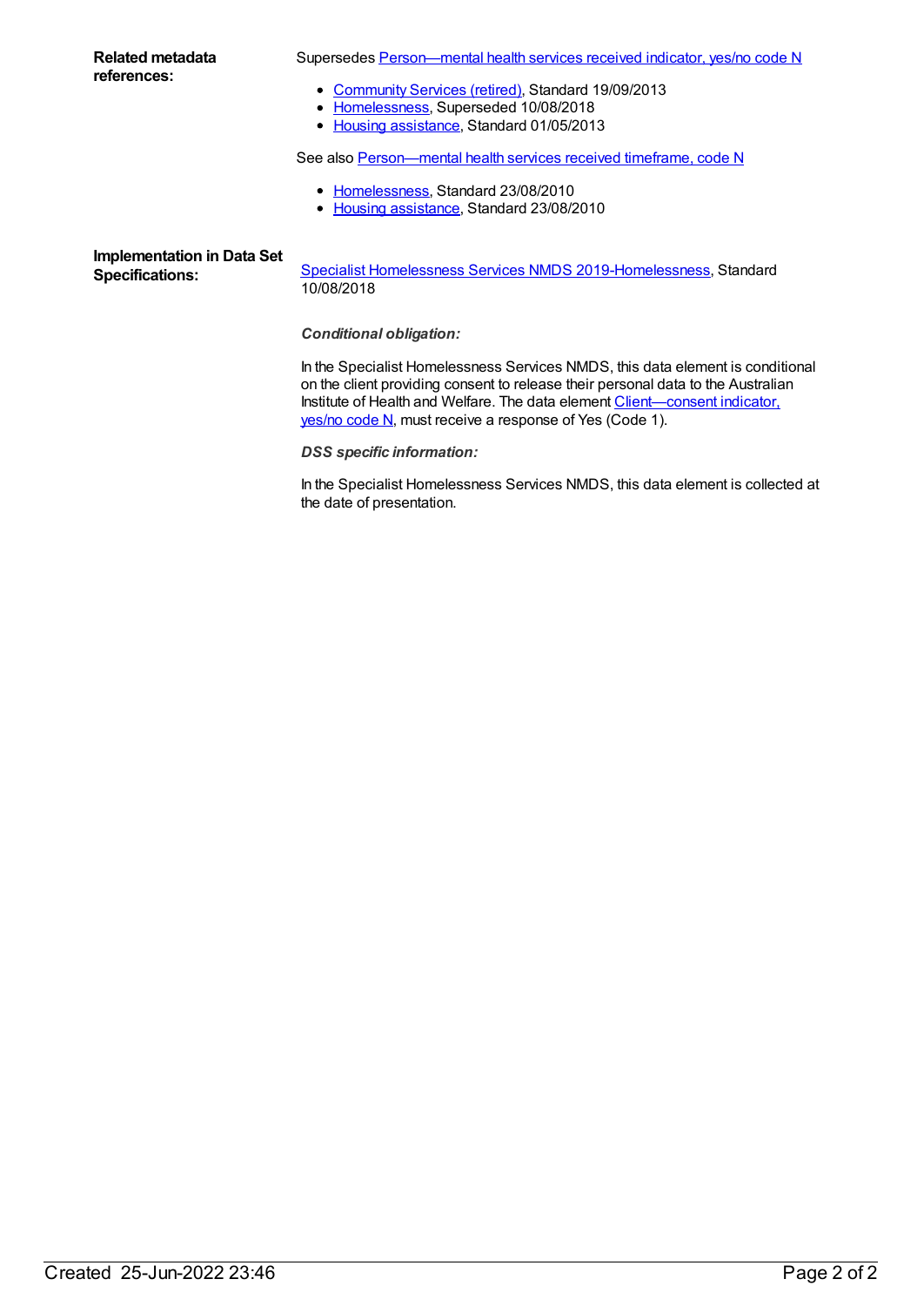**Related metadata references:**

Supersedes Person—mental health services received indicator, yes/no code N

- Community Services (retired), Standard 19/09/2013
- Homelessness, Superseded 10/08/2018
- Housing assistance, Standard 01/05/2013

See also Person—mental health services received timeframe, code N

- Homelessness, Standard 23/08/2010
- Housing assistance, Standard 23/08/2010

**Implementation in Data Set Specifications:**

Specialist Homelessness Services NMDS 2019-Homelessness, Standard 10/08/2018

***Conditional obligation:***

In the Specialist Homelessness Services NMDS, this data element is conditional on the client providing consent to release their personal data to the Australian Institute of Health and Welfare. The data element Client—consent indicator, yes/no code N, must receive a response of Yes (Code 1).

***DSS specific information:***

In the Specialist Homelessness Services NMDS, this data element is collected at the date of presentation.